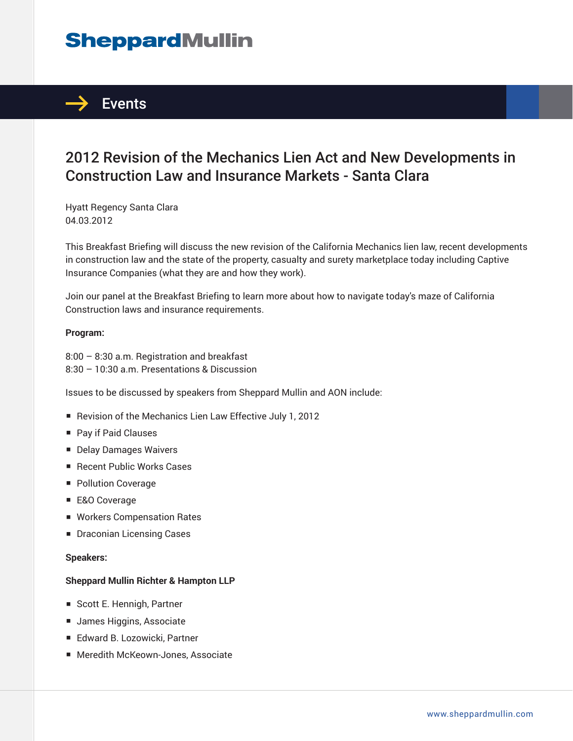# SheppardMullin

## Events

# 2012 Revision of the Mechanics Lien Act and New Developments in Construction Law and Insurance Markets - Santa Clara

Hyatt Regency Santa Clara
04.03.2012

This Breakfast Briefing will discuss the new revision of the California Mechanics lien law, recent developments in construction law and the state of the property, casualty and surety marketplace today including Captive Insurance Companies (what they are and how they work).

Join our panel at the Breakfast Briefing to learn more about how to navigate today's maze of California Construction laws and insurance requirements.

**Program:**

8:00 – 8:30 a.m. Registration and breakfast
8:30 – 10:30 a.m. Presentations & Discussion

Issues to be discussed by speakers from Sheppard Mullin and AON include:

- Revision of the Mechanics Lien Law Effective July 1, 2012
- Pay if Paid Clauses
- Delay Damages Waivers
- Recent Public Works Cases
- Pollution Coverage
- E&O Coverage
- Workers Compensation Rates
- Draconian Licensing Cases

**Speakers:**

**Sheppard Mullin Richter & Hampton LLP**

- Scott E. Hennigh, Partner
- James Higgins, Associate
- Edward B. Lozowicki, Partner
- Meredith McKeown-Jones, Associate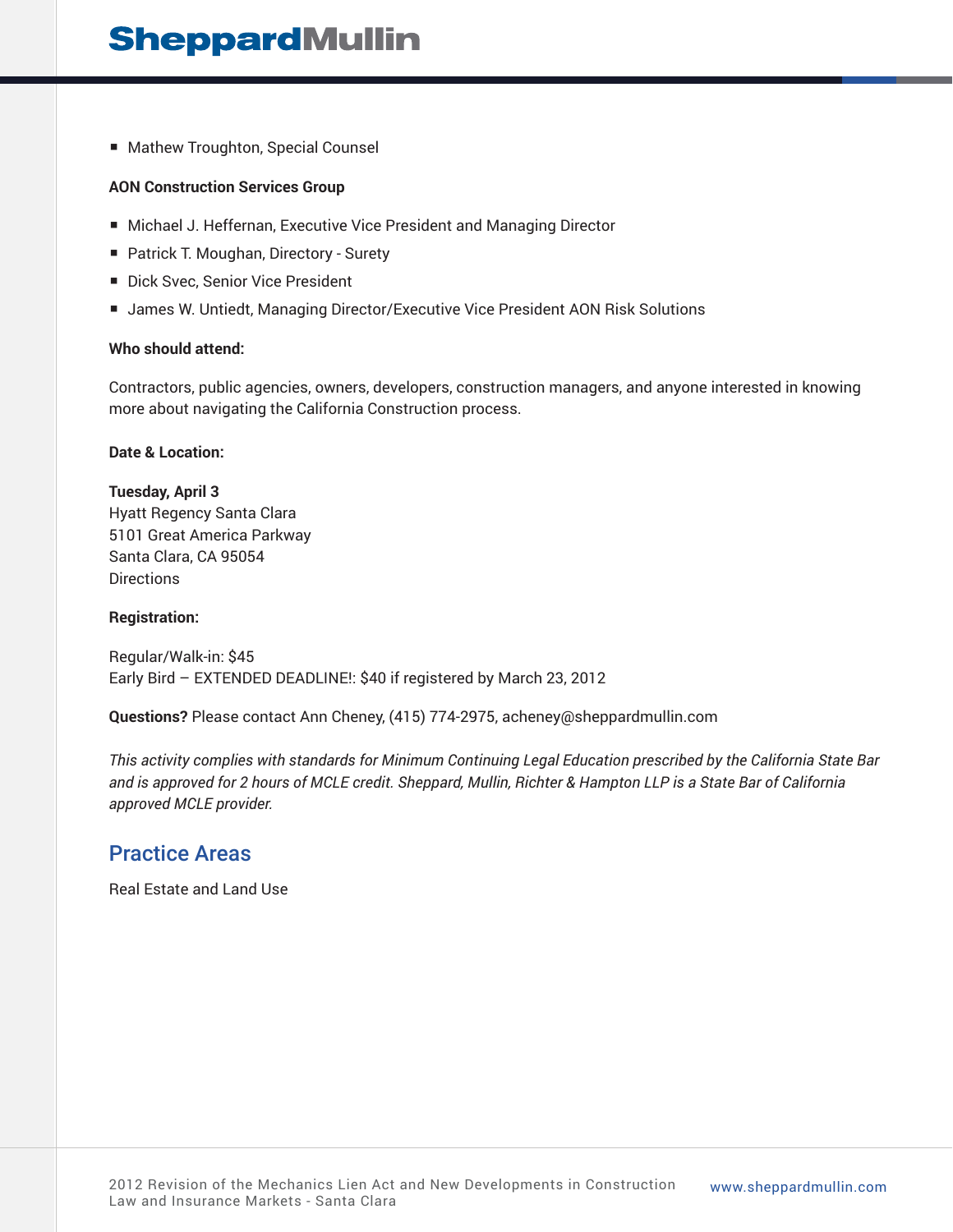- Mathew Troughton, Special Counsel

**AON Construction Services Group**

- Michael J. Heffernan, Executive Vice President and Managing Director
- Patrick T. Moughan, Directory - Surety
- Dick Svec, Senior Vice President
- James W. Untiedt, Managing Director/Executive Vice President AON Risk Solutions

**Who should attend:**

Contractors, public agencies, owners, developers, construction managers, and anyone interested in knowing more about navigating the California Construction process.

**Date & Location:**

**Tuesday, April 3**
Hyatt Regency Santa Clara
5101 Great America Parkway
Santa Clara, CA 95054
Directions

**Registration:**

Regular/Walk-in: $45
Early Bird – EXTENDED DEADLINE!: $40 if registered by March 23, 2012

**Questions?** Please contact Ann Cheney, (415) 774-2975, acheney@sheppardmullin.com

*This activity complies with standards for Minimum Continuing Legal Education prescribed by the California State Bar and is approved for 2 hours of MCLE credit. Sheppard, Mullin, Richter & Hampton LLP is a State Bar of California approved MCLE provider.*

## Practice Areas

Real Estate and Land Use